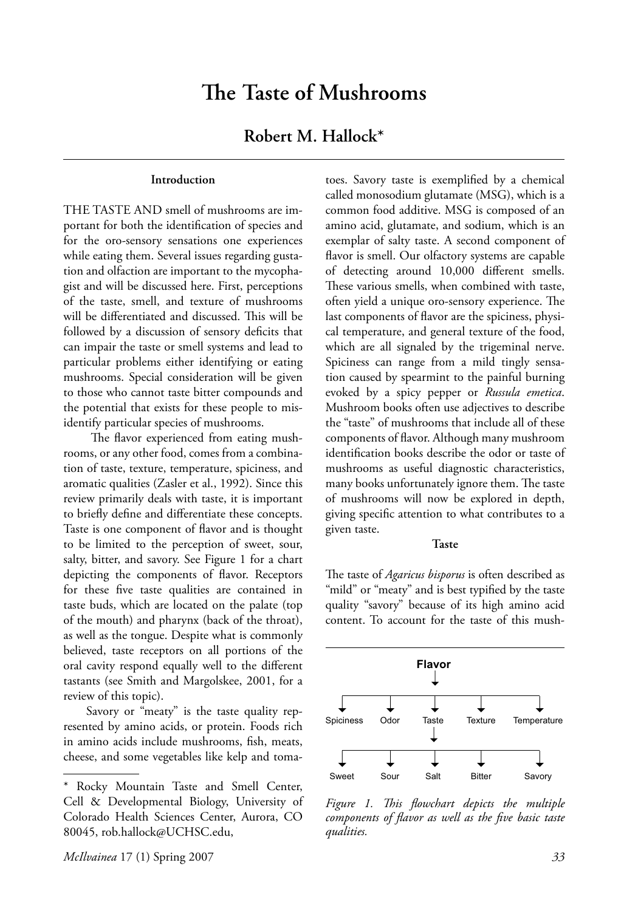# The Taste of Mushrooms

## Robert M. Hallock*

### Introduction

THE TASTE AND smell of mushrooms are important for both the identification of species and for the oro-sensory sensations one experiences while eating them. Several issues regarding gustation and olfaction are important to the mycophagist and will be discussed here. First, perceptions of the taste, smell, and texture of mushrooms will be differentiated and discussed. This will be followed by a discussion of sensory deficits that can impair the taste or smell systems and lead to particular problems either identifying or eating mushrooms. Special consideration will be given to those who cannot taste bitter compounds and the potential that exists for these people to misidentify particular species of mushrooms.

The flavor experienced from eating mushrooms, or any other food, comes from a combination of taste, texture, temperature, spiciness, and aromatic qualities (Zasler et al., 1992). Since this review primarily deals with taste, it is important to briefly define and differentiate these concepts. Taste is one component of flavor and is thought to be limited to the perception of sweet, sour, salty, bitter, and savory. See Figure 1 for a chart depicting the components of flavor. Receptors for these five taste qualities are contained in taste buds, which are located on the palate (top of the mouth) and pharynx (back of the throat), as well as the tongue. Despite what is commonly believed, taste receptors on all portions of the oral cavity respond equally well to the different tastants (see Smith and Margolskee, 2001, for a review of this topic).

Savory or "meaty" is the taste quality represented by amino acids, or protein. Foods rich in amino acids include mushrooms, fish, meats, cheese, and some vegetables like kelp and tomatoes. Savory taste is exemplified by a chemical called monosodium glutamate (MSG), which is a common food additive. MSG is composed of an amino acid, glutamate, and sodium, which is an exemplar of salty taste. A second component of flavor is smell. Our olfactory systems are capable of detecting around 10,000 different smells. These various smells, when combined with taste, often yield a unique oro-sensory experience. The last components of flavor are the spiciness, physical temperature, and general texture of the food, which are all signaled by the trigeminal nerve. Spiciness can range from a mild tingly sensation caused by spearmint to the painful burning evoked by a spicy pepper or *Russula emetica*. Mushroom books often use adjectives to describe the "taste" of mushrooms that include all of these components of flavor. Although many mushroom identification books describe the odor or taste of mushrooms as useful diagnostic characteristics, many books unfortunately ignore them. The taste of mushrooms will now be explored in depth, giving specific attention to what contributes to a given taste.

### Taste

The taste of *Agaricus bisporus* is often described as "mild" or "meaty" and is best typified by the taste quality "savory" because of its high amino acid content. To account for the taste of this mush-

Flavor → Spiciness, Odor, Taste, Texture, Temperature

Taste → Sweet, Sour, Salt, Bitter, Savory

*Figure 1. This flowchart depicts the multiple components of flavor as well as the five basic taste qualities.*

---

\* Rocky Mountain Taste and Smell Center, Cell & Developmental Biology, University of Colorado Health Sciences Center, Aurora, CO 80045, rob.hallock@UCHSC.edu,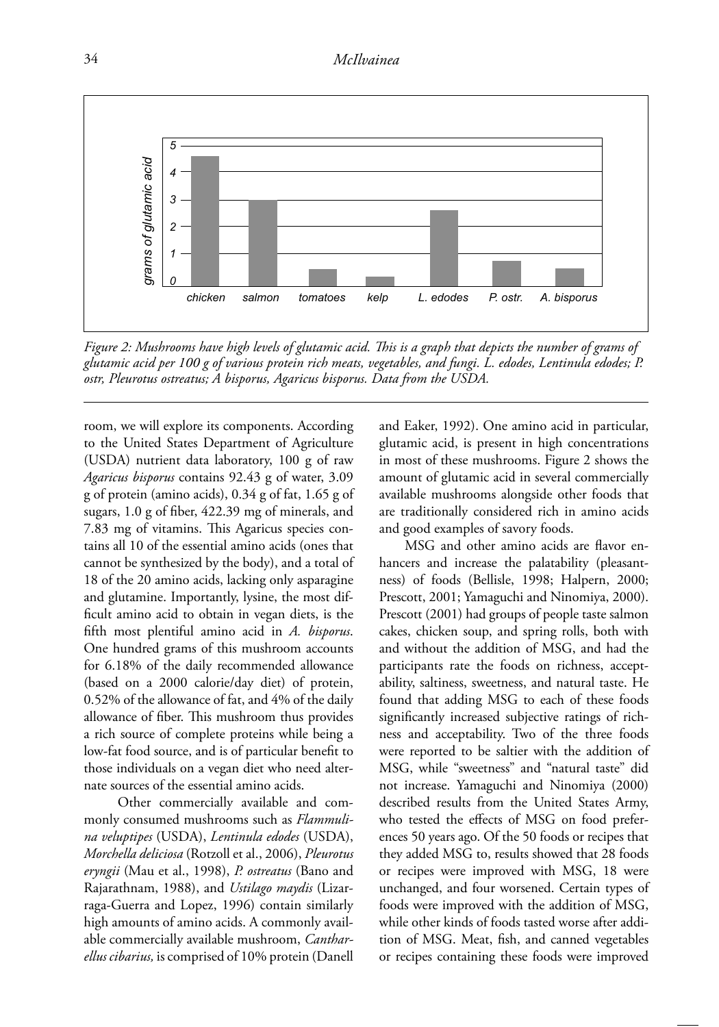*Figure 2: Mushrooms have high levels of glutamic acid. This is a graph that depicts the number of grams of glutamic acid per 100 g of various protein rich meats, vegetables, and fungi. L. edodes, Lentinula edodes; P. ostr, Pleurotus ostreatus; A bisporus, Agaricus bisporus. Data from the USDA.*

room, we will explore its components. According to the United States Department of Agriculture (USDA) nutrient data laboratory, 100 g of raw *Agaricus bisporus* contains 92.43 g of water, 3.09 g of protein (amino acids), 0.34 g of fat, 1.65 g of sugars, 1.0 g of fiber, 422.39 mg of minerals, and 7.83 mg of vitamins. This Agaricus species contains all 10 of the essential amino acids (ones that cannot be synthesized by the body), and a total of 18 of the 20 amino acids, lacking only asparagine and glutamine. Importantly, lysine, the most difficult amino acid to obtain in vegan diets, is the fifth most plentiful amino acid in *A. bisporus*. One hundred grams of this mushroom accounts for 6.18% of the daily recommended allowance (based on a 2000 calorie/day diet) of protein, 0.52% of the allowance of fat, and 4% of the daily allowance of fiber. This mushroom thus provides a rich source of complete proteins while being a low-fat food source, and is of particular benefit to those individuals on a vegan diet who need alternate sources of the essential amino acids.

Other commercially available and commonly consumed mushrooms such as *Flammulina veluptipes* (USDA), *Lentinula edodes* (USDA), *Morchella deliciosa* (Rotzoll et al., 2006), *Pleurotus eryngii* (Mau et al., 1998), *P. ostreatus* (Bano and Rajarathnam, 1988), and *Ustilago maydis* (Lizarraga-Guerra and Lopez, 1996) contain similarly high amounts of amino acids. A commonly available commercially available mushroom, *Cantharellus cibarius,* is comprised of 10% protein (Danell and Eaker, 1992). One amino acid in particular, glutamic acid, is present in high concentrations in most of these mushrooms. Figure 2 shows the amount of glutamic acid in several commercially available mushrooms alongside other foods that are traditionally considered rich in amino acids and good examples of savory foods.

MSG and other amino acids are flavor enhancers and increase the palatability (pleasantness) of foods (Bellisle, 1998; Halpern, 2000; Prescott, 2001; Yamaguchi and Ninomiya, 2000). Prescott (2001) had groups of people taste salmon cakes, chicken soup, and spring rolls, both with and without the addition of MSG, and had the participants rate the foods on richness, acceptability, saltiness, sweetness, and natural taste. He found that adding MSG to each of these foods significantly increased subjective ratings of richness and acceptability. Two of the three foods were reported to be saltier with the addition of MSG, while "sweetness" and "natural taste" did not increase. Yamaguchi and Ninomiya (2000) described results from the United States Army, who tested the effects of MSG on food preferences 50 years ago. Of the 50 foods or recipes that they added MSG to, results showed that 28 foods or recipes were improved with MSG, 18 were unchanged, and four worsened. Certain types of foods were improved with the addition of MSG, while other kinds of foods tasted worse after addition of MSG. Meat, fish, and canned vegetables or recipes containing these foods were improved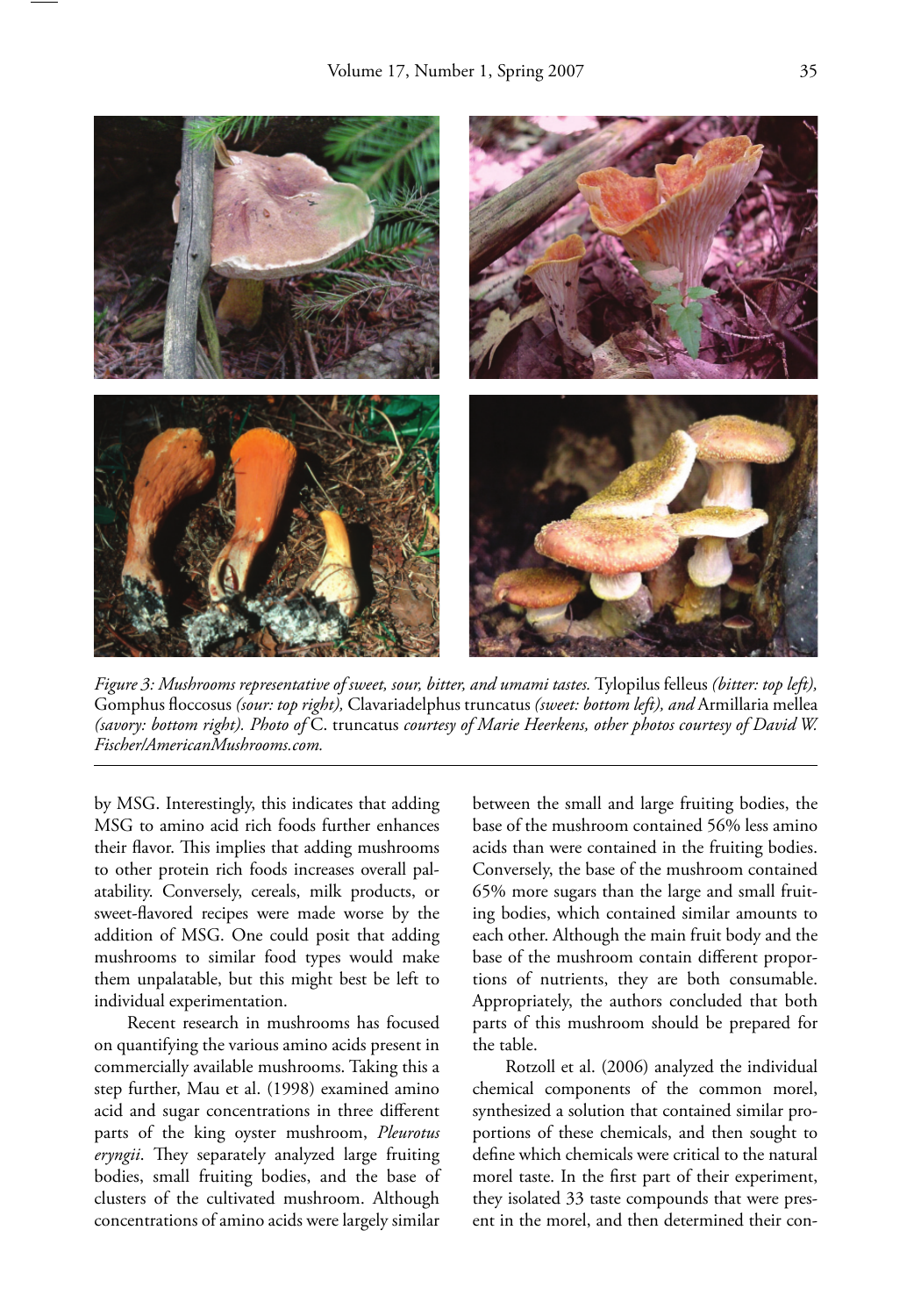*Figure 3: Mushrooms representative of sweet, sour, bitter, and umami tastes.* Tylopilus felleus *(bitter: top left),* Gomphus floccosus *(sour: top right),* Clavariadelphus truncatus *(sweet: bottom left), and* Armillaria mellea *(savory: bottom right). Photo of* C. truncatus *courtesy of Marie Heerkens, other photos courtesy of David W. Fischer/AmericanMushrooms.com.*

by MSG. Interestingly, this indicates that adding MSG to amino acid rich foods further enhances their flavor. This implies that adding mushrooms to other protein rich foods increases overall palatability. Conversely, cereals, milk products, or sweet-flavored recipes were made worse by the addition of MSG. One could posit that adding mushrooms to similar food types would make them unpalatable, but this might best be left to individual experimentation.

Recent research in mushrooms has focused on quantifying the various amino acids present in commercially available mushrooms. Taking this a step further, Mau et al. (1998) examined amino acid and sugar concentrations in three different parts of the king oyster mushroom, *Pleurotus eryngii*. They separately analyzed large fruiting bodies, small fruiting bodies, and the base of clusters of the cultivated mushroom. Although concentrations of amino acids were largely similar between the small and large fruiting bodies, the base of the mushroom contained 56% less amino acids than were contained in the fruiting bodies. Conversely, the base of the mushroom contained 65% more sugars than the large and small fruiting bodies, which contained similar amounts to each other. Although the main fruit body and the base of the mushroom contain different proportions of nutrients, they are both consumable. Appropriately, the authors concluded that both parts of this mushroom should be prepared for the table.

Rotzoll et al. (2006) analyzed the individual chemical components of the common morel, synthesized a solution that contained similar proportions of these chemicals, and then sought to define which chemicals were critical to the natural morel taste. In the first part of their experiment, they isolated 33 taste compounds that were present in the morel, and then determined their con-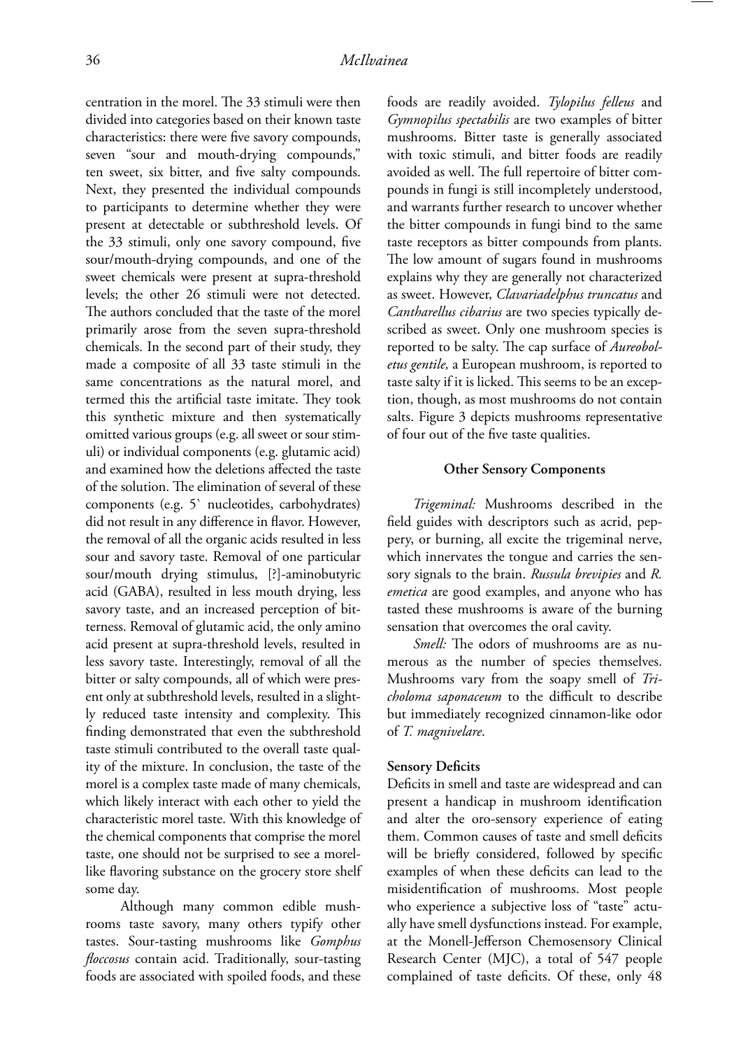centration in the morel. The 33 stimuli were then divided into categories based on their known taste characteristics: there were five savory compounds, seven "sour and mouth-drying compounds," ten sweet, six bitter, and five salty compounds. Next, they presented the individual compounds to participants to determine whether they were present at detectable or subthreshold levels. Of the 33 stimuli, only one savory compound, five sour/mouth-drying compounds, and one of the sweet chemicals were present at supra-threshold levels; the other 26 stimuli were not detected. The authors concluded that the taste of the morel primarily arose from the seven supra-threshold chemicals. In the second part of their study, they made a composite of all 33 taste stimuli in the same concentrations as the natural morel, and termed this the artificial taste imitate. They took this synthetic mixture and then systematically omitted various groups (e.g. all sweet or sour stimuli) or individual components (e.g. glutamic acid) and examined how the deletions affected the taste of the solution. The elimination of several of these components (e.g. 5` nucleotides, carbohydrates) did not result in any difference in flavor. However, the removal of all the organic acids resulted in less sour and savory taste. Removal of one particular sour/mouth drying stimulus, [?]-aminobutyric acid (GABA), resulted in less mouth drying, less savory taste, and an increased perception of bitterness. Removal of glutamic acid, the only amino acid present at supra-threshold levels, resulted in less savory taste. Interestingly, removal of all the bitter or salty compounds, all of which were present only at subthreshold levels, resulted in a slightly reduced taste intensity and complexity. This finding demonstrated that even the subthreshold taste stimuli contributed to the overall taste quality of the mixture. In conclusion, the taste of the morel is a complex taste made of many chemicals, which likely interact with each other to yield the characteristic morel taste. With this knowledge of the chemical components that comprise the morel taste, one should not be surprised to see a morel-like flavoring substance on the grocery store shelf some day.

Although many common edible mushrooms taste savory, many others typify other tastes. Sour-tasting mushrooms like *Gomphus floccosus* contain acid. Traditionally, sour-tasting foods are associated with spoiled foods, and these foods are readily avoided. *Tylopilus felleus* and *Gymnopilus spectabilis* are two examples of bitter mushrooms. Bitter taste is generally associated with toxic stimuli, and bitter foods are readily avoided as well. The full repertoire of bitter compounds in fungi is still incompletely understood, and warrants further research to uncover whether the bitter compounds in fungi bind to the same taste receptors as bitter compounds from plants. The low amount of sugars found in mushrooms explains why they are generally not characterized as sweet. However, *Clavariadelphus truncatus* and *Cantharellus cibarius* are two species typically described as sweet. Only one mushroom species is reported to be salty. The cap surface of *Aureoboletus gentile,* a European mushroom, is reported to taste salty if it is licked. This seems to be an exception, though, as most mushrooms do not contain salts. Figure 3 depicts mushrooms representative of four out of the five taste qualities.

### Other Sensory Components

*Trigeminal:* Mushrooms described in the field guides with descriptors such as acrid, peppery, or burning, all excite the trigeminal nerve, which innervates the tongue and carries the sensory signals to the brain. *Russula brevipies* and *R. emetica* are good examples, and anyone who has tasted these mushrooms is aware of the burning sensation that overcomes the oral cavity.

*Smell:* The odors of mushrooms are as numerous as the number of species themselves. Mushrooms vary from the soapy smell of *Tricholoma saponaceum* to the difficult to describe but immediately recognized cinnamon-like odor of *T. magnivelare*.

### Sensory Deficits

Deficits in smell and taste are widespread and can present a handicap in mushroom identification and alter the oro-sensory experience of eating them. Common causes of taste and smell deficits will be briefly considered, followed by specific examples of when these deficits can lead to the misidentification of mushrooms. Most people who experience a subjective loss of "taste" actually have smell dysfunctions instead. For example, at the Monell-Jefferson Chemosensory Clinical Research Center (MJC), a total of 547 people complained of taste deficits. Of these, only 48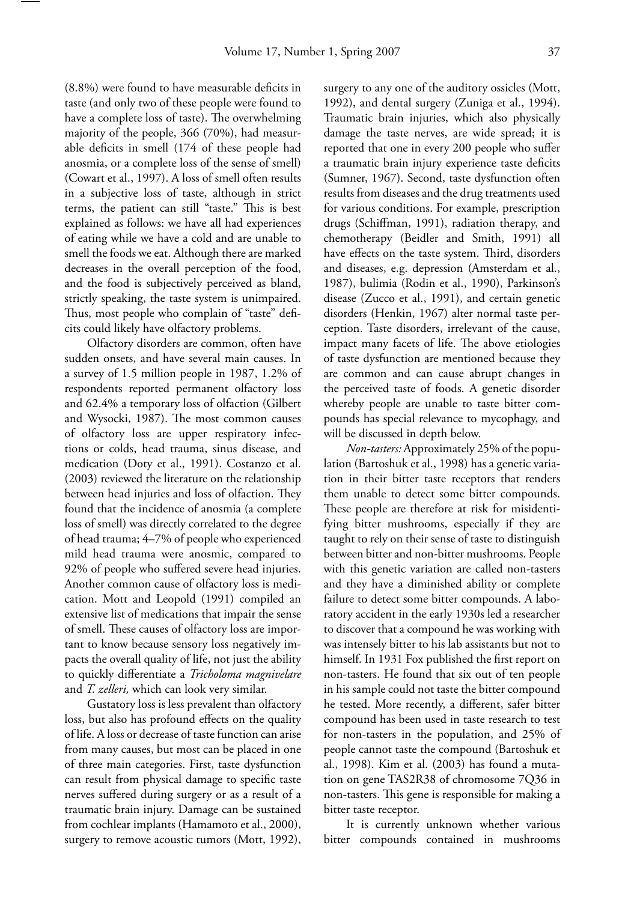(8.8%) were found to have measurable deficits in taste (and only two of these people were found to have a complete loss of taste). The overwhelming majority of the people, 366 (70%), had measurable deficits in smell (174 of these people had anosmia, or a complete loss of the sense of smell) (Cowart et al., 1997). A loss of smell often results in a subjective loss of taste, although in strict terms, the patient can still "taste." This is best explained as follows: we have all had experiences of eating while we have a cold and are unable to smell the foods we eat. Although there are marked decreases in the overall perception of the food, and the food is subjectively perceived as bland, strictly speaking, the taste system is unimpaired. Thus, most people who complain of "taste" deficits could likely have olfactory problems.

Olfactory disorders are common, often have sudden onsets, and have several main causes. In a survey of 1.5 million people in 1987, 1.2% of respondents reported permanent olfactory loss and 62.4% a temporary loss of olfaction (Gilbert and Wysocki, 1987). The most common causes of olfactory loss are upper respiratory infections or colds, head trauma, sinus disease, and medication (Doty et al., 1991). Costanzo et al. (2003) reviewed the literature on the relationship between head injuries and loss of olfaction. They found that the incidence of anosmia (a complete loss of smell) was directly correlated to the degree of head trauma; 4–7% of people who experienced mild head trauma were anosmic, compared to 92% of people who suffered severe head injuries. Another common cause of olfactory loss is medication. Mott and Leopold (1991) compiled an extensive list of medications that impair the sense of smell. These causes of olfactory loss are important to know because sensory loss negatively impacts the overall quality of life, not just the ability to quickly differentiate a *Tricholoma magnivelare* and *T. zelleri,* which can look very similar.

Gustatory loss is less prevalent than olfactory loss, but also has profound effects on the quality of life. A loss or decrease of taste function can arise from many causes, but most can be placed in one of three main categories. First, taste dysfunction can result from physical damage to specific taste nerves suffered during surgery or as a result of a traumatic brain injury. Damage can be sustained from cochlear implants (Hamamoto et al., 2000), surgery to remove acoustic tumors (Mott, 1992), surgery to any one of the auditory ossicles (Mott, 1992), and dental surgery (Zuniga et al., 1994). Traumatic brain injuries, which also physically damage the taste nerves, are wide spread; it is reported that one in every 200 people who suffer a traumatic brain injury experience taste deficits (Sumner, 1967). Second, taste dysfunction often results from diseases and the drug treatments used for various conditions. For example, prescription drugs (Schiffman, 1991), radiation therapy, and chemotherapy (Beidler and Smith, 1991) all have effects on the taste system. Third, disorders and diseases, e.g. depression (Amsterdam et al., 1987), bulimia (Rodin et al., 1990), Parkinson's disease (Zucco et al., 1991), and certain genetic disorders (Henkin, 1967) alter normal taste perception. Taste disorders, irrelevant of the cause, impact many facets of life. The above etiologies of taste dysfunction are mentioned because they are common and can cause abrupt changes in the perceived taste of foods. A genetic disorder whereby people are unable to taste bitter compounds has special relevance to mycophagy, and will be discussed in depth below.

*Non-tasters:* Approximately 25% of the population (Bartoshuk et al., 1998) has a genetic variation in their bitter taste receptors that renders them unable to detect some bitter compounds. These people are therefore at risk for misidentifying bitter mushrooms, especially if they are taught to rely on their sense of taste to distinguish between bitter and non-bitter mushrooms. People with this genetic variation are called non-tasters and they have a diminished ability or complete failure to detect some bitter compounds. A laboratory accident in the early 1930s led a researcher to discover that a compound he was working with was intensely bitter to his lab assistants but not to himself. In 1931 Fox published the first report on non-tasters. He found that six out of ten people in his sample could not taste the bitter compound he tested. More recently, a different, safer bitter compound has been used in taste research to test for non-tasters in the population, and 25% of people cannot taste the compound (Bartoshuk et al., 1998). Kim et al. (2003) has found a mutation on gene TAS2R38 of chromosome 7Q36 in non-tasters. This gene is responsible for making a bitter taste receptor.

It is currently unknown whether various bitter compounds contained in mushrooms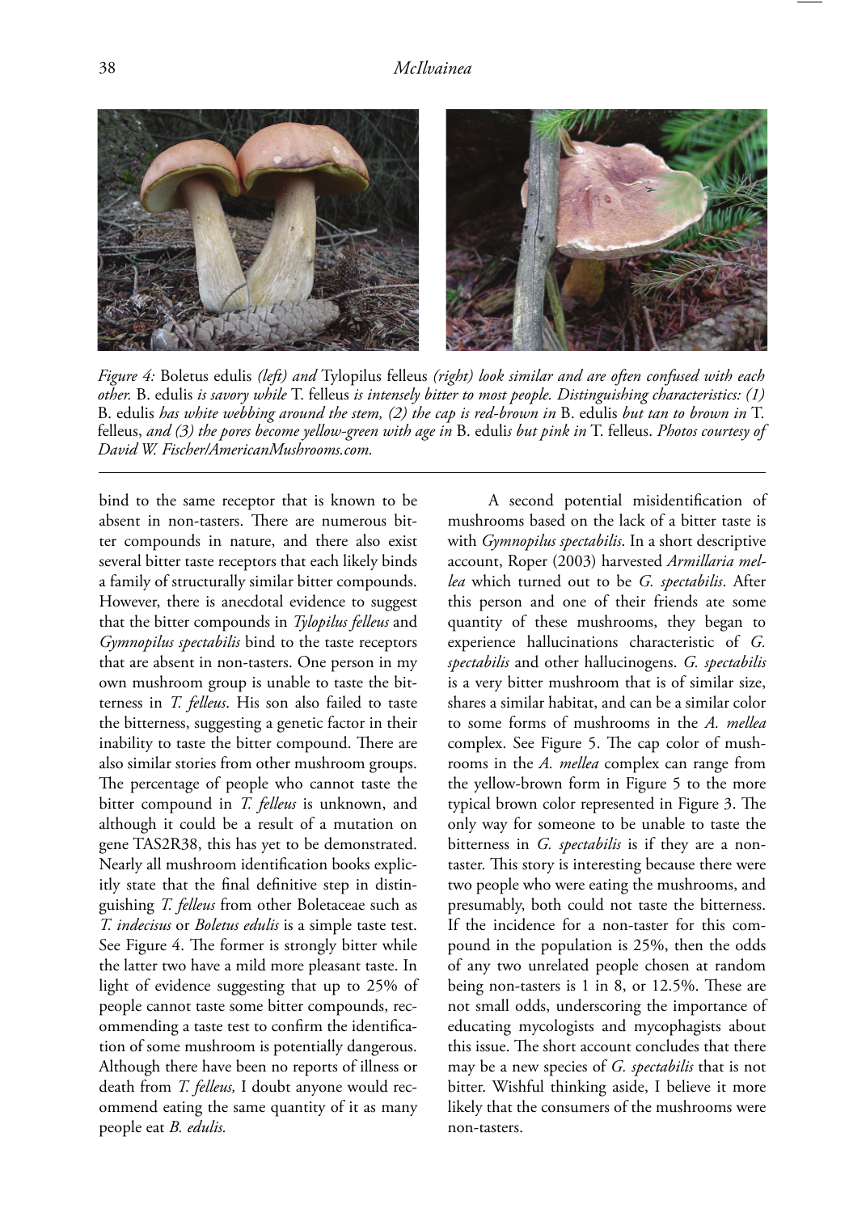*Figure 4:* Boletus edulis *(left) and* Tylopilus felleus *(right) look similar and are often confused with each other.* B. edulis *is savory while* T. felleus *is intensely bitter to most people. Distinguishing characteristics: (1)* B. edulis *has white webbing around the stem, (2) the cap is red-brown in* B. edulis *but tan to brown in* T. felleus, *and (3) the pores become yellow-green with age in* B. edulis *but pink in* T. felleus. *Photos courtesy of David W. Fischer/AmericanMushrooms.com.*

bind to the same receptor that is known to be absent in non-tasters. There are numerous bitter compounds in nature, and there also exist several bitter taste receptors that each likely binds a family of structurally similar bitter compounds. However, there is anecdotal evidence to suggest that the bitter compounds in *Tylopilus felleus* and *Gymnopilus spectabilis* bind to the taste receptors that are absent in non-tasters. One person in my own mushroom group is unable to taste the bitterness in *T. felleus*. His son also failed to taste the bitterness, suggesting a genetic factor in their inability to taste the bitter compound. There are also similar stories from other mushroom groups. The percentage of people who cannot taste the bitter compound in *T. felleus* is unknown, and although it could be a result of a mutation on gene TAS2R38, this has yet to be demonstrated. Nearly all mushroom identification books explicitly state that the final definitive step in distinguishing *T. felleus* from other Boletaceae such as *T. indecisus* or *Boletus edulis* is a simple taste test. See Figure 4. The former is strongly bitter while the latter two have a mild more pleasant taste. In light of evidence suggesting that up to 25% of people cannot taste some bitter compounds, recommending a taste test to confirm the identification of some mushroom is potentially dangerous. Although there have been no reports of illness or death from *T. felleus,* I doubt anyone would recommend eating the same quantity of it as many people eat *B. edulis.*

A second potential misidentification of mushrooms based on the lack of a bitter taste is with *Gymnopilus spectabilis*. In a short descriptive account, Roper (2003) harvested *Armillaria mellea* which turned out to be *G. spectabilis*. After this person and one of their friends ate some quantity of these mushrooms, they began to experience hallucinations characteristic of *G. spectabilis* and other hallucinogens. *G. spectabilis* is a very bitter mushroom that is of similar size, shares a similar habitat, and can be a similar color to some forms of mushrooms in the *A. mellea* complex. See Figure 5. The cap color of mushrooms in the *A. mellea* complex can range from the yellow-brown form in Figure 5 to the more typical brown color represented in Figure 3. The only way for someone to be unable to taste the bitterness in *G. spectabilis* is if they are a non-taster. This story is interesting because there were two people who were eating the mushrooms, and presumably, both could not taste the bitterness. If the incidence for a non-taster for this compound in the population is 25%, then the odds of any two unrelated people chosen at random being non-tasters is 1 in 8, or 12.5%. These are not small odds, underscoring the importance of educating mycologists and mycophagists about this issue. The short account concludes that there may be a new species of *G. spectabilis* that is not bitter. Wishful thinking aside, I believe it more likely that the consumers of the mushrooms were non-tasters.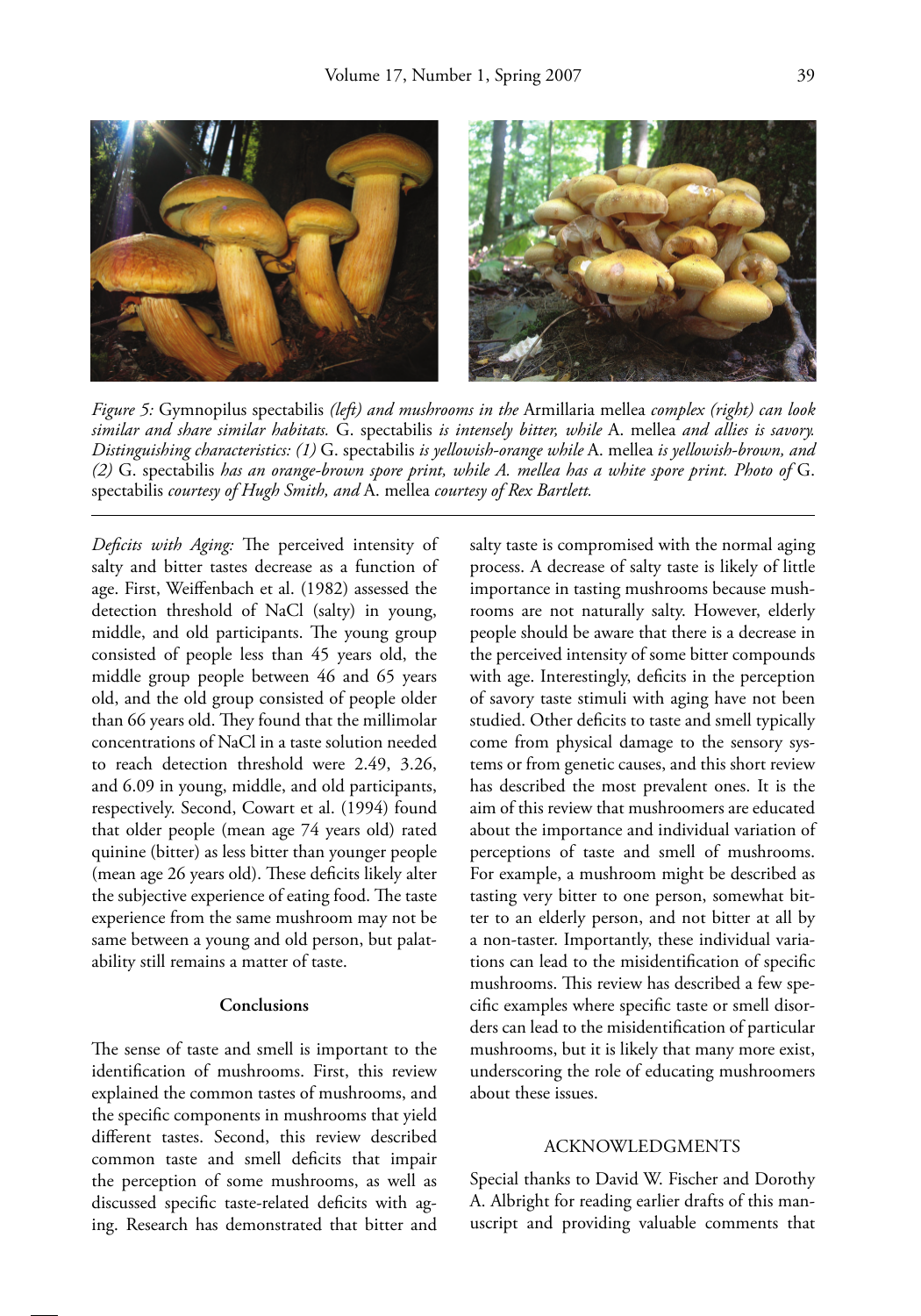*Figure 5:* Gymnopilus spectabilis *(left) and mushrooms in the* Armillaria mellea *complex (right) can look similar and share similar habitats.* G. spectabilis *is intensely bitter, while* A. mellea *and allies is savory. Distinguishing characteristics: (1)* G. spectabilis *is yellowish-orange while* A. mellea *is yellowish-brown, and (2)* G. spectabilis *has an orange-brown spore print, while A. mellea has a white spore print. Photo of* G. spectabilis *courtesy of Hugh Smith, and* A. mellea *courtesy of Rex Bartlett.*

*Deficits with Aging:* The perceived intensity of salty and bitter tastes decrease as a function of age. First, Weiffenbach et al. (1982) assessed the detection threshold of NaCl (salty) in young, middle, and old participants. The young group consisted of people less than 45 years old, the middle group people between 46 and 65 years old, and the old group consisted of people older than 66 years old. They found that the millimolar concentrations of NaCl in a taste solution needed to reach detection threshold were 2.49, 3.26, and 6.09 in young, middle, and old participants, respectively. Second, Cowart et al. (1994) found that older people (mean age 74 years old) rated quinine (bitter) as less bitter than younger people (mean age 26 years old). These deficits likely alter the subjective experience of eating food. The taste experience from the same mushroom may not be same between a young and old person, but palatability still remains a matter of taste.

### Conclusions

The sense of taste and smell is important to the identification of mushrooms. First, this review explained the common tastes of mushrooms, and the specific components in mushrooms that yield different tastes. Second, this review described common taste and smell deficits that impair the perception of some mushrooms, as well as discussed specific taste-related deficits with aging. Research has demonstrated that bitter and salty taste is compromised with the normal aging process. A decrease of salty taste is likely of little importance in tasting mushrooms because mushrooms are not naturally salty. However, elderly people should be aware that there is a decrease in the perceived intensity of some bitter compounds with age. Interestingly, deficits in the perception of savory taste stimuli with aging have not been studied. Other deficits to taste and smell typically come from physical damage to the sensory systems or from genetic causes, and this short review has described the most prevalent ones. It is the aim of this review that mushroomers are educated about the importance and individual variation of perceptions of taste and smell of mushrooms. For example, a mushroom might be described as tasting very bitter to one person, somewhat bitter to an elderly person, and not bitter at all by a non-taster. Importantly, these individual variations can lead to the misidentification of specific mushrooms. This review has described a few specific examples where specific taste or smell disorders can lead to the misidentification of particular mushrooms, but it is likely that many more exist, underscoring the role of educating mushroomers about these issues.

### ACKNOWLEDGMENTS

Special thanks to David W. Fischer and Dorothy A. Albright for reading earlier drafts of this manuscript and providing valuable comments that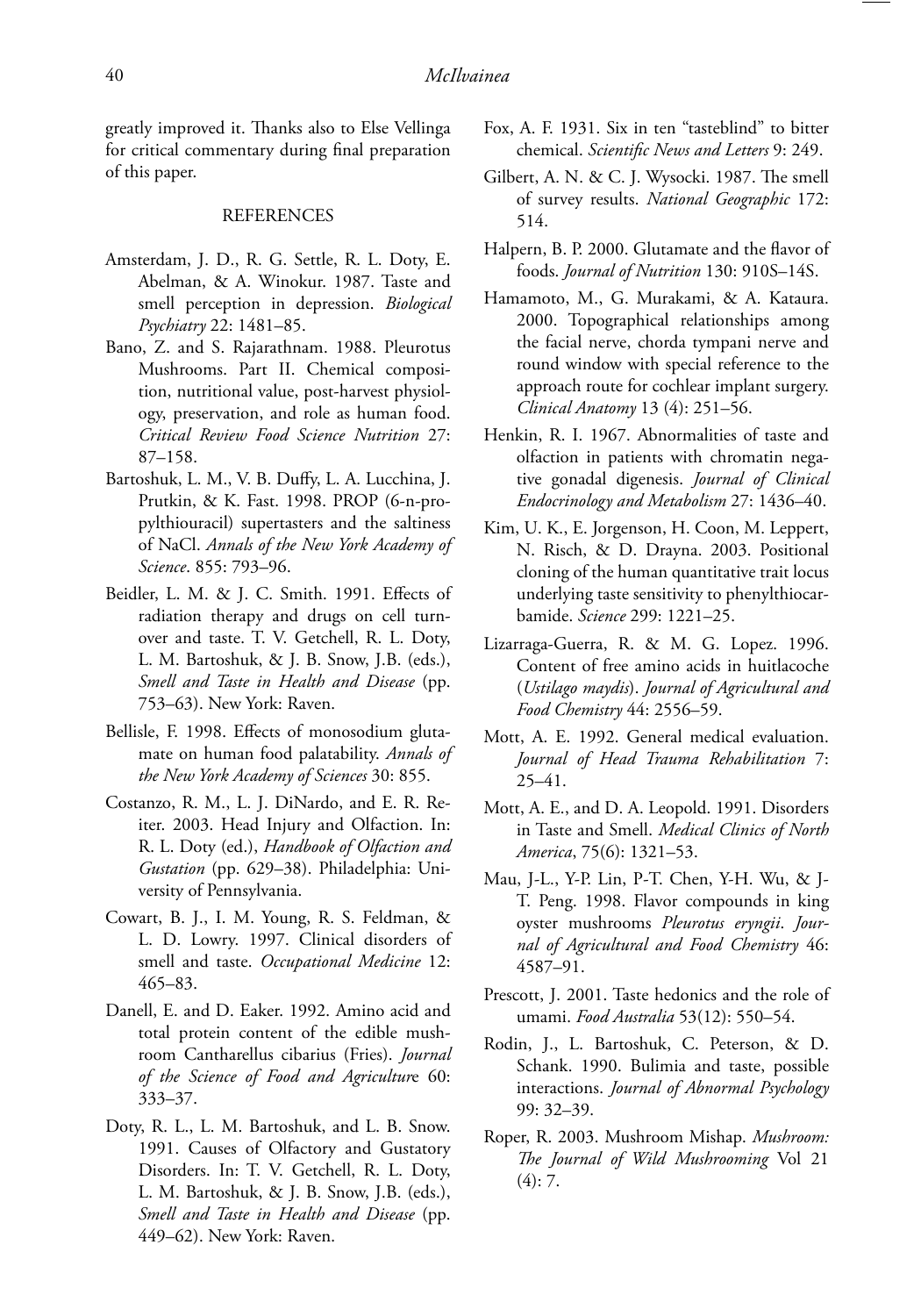greatly improved it. Thanks also to Else Vellinga for critical commentary during final preparation of this paper.

## REFERENCES

Amsterdam, J. D., R. G. Settle, R. L. Doty, E. Abelman, & A. Winokur. 1987. Taste and smell perception in depression. *Biological Psychiatry* 22: 1481–85.

Bano, Z. and S. Rajarathnam. 1988. Pleurotus Mushrooms. Part II. Chemical composition, nutritional value, post-harvest physiology, preservation, and role as human food. *Critical Review Food Science Nutrition* 27: 87–158.

Bartoshuk, L. M., V. B. Duffy, L. A. Lucchina, J. Prutkin, & K. Fast. 1998. PROP (6-n-propylthiouracil) supertasters and the saltiness of NaCl. *Annals of the New York Academy of Science*. 855: 793–96.

Beidler, L. M. & J. C. Smith. 1991. Effects of radiation therapy and drugs on cell turnover and taste. T. V. Getchell, R. L. Doty, L. M. Bartoshuk, & J. B. Snow, J.B. (eds.), *Smell and Taste in Health and Disease* (pp. 753–63). New York: Raven.

Bellisle, F. 1998. Effects of monosodium glutamate on human food palatability. *Annals of the New York Academy of Sciences* 30: 855.

Costanzo, R. M., L. J. DiNardo, and E. R. Reiter. 2003. Head Injury and Olfaction. In: R. L. Doty (ed.), *Handbook of Olfaction and Gustation* (pp. 629–38). Philadelphia: University of Pennsylvania.

Cowart, B. J., I. M. Young, R. S. Feldman, & L. D. Lowry. 1997. Clinical disorders of smell and taste. *Occupational Medicine* 12: 465–83.

Danell, E. and D. Eaker. 1992. Amino acid and total protein content of the edible mushroom Cantharellus cibarius (Fries). *Journal of the Science of Food and Agriculture* 60: 333–37.

Doty, R. L., L. M. Bartoshuk, and L. B. Snow. 1991. Causes of Olfactory and Gustatory Disorders. In: T. V. Getchell, R. L. Doty, L. M. Bartoshuk, & J. B. Snow, J.B. (eds.), *Smell and Taste in Health and Disease* (pp. 449–62). New York: Raven.

Fox, A. F. 1931. Six in ten "tasteblind" to bitter chemical. *Scientific News and Letters* 9: 249.

Gilbert, A. N. & C. J. Wysocki. 1987. The smell of survey results. *National Geographic* 172: 514.

Halpern, B. P. 2000. Glutamate and the flavor of foods. *Journal of Nutrition* 130: 910S–14S.

Hamamoto, M., G. Murakami, & A. Kataura. 2000. Topographical relationships among the facial nerve, chorda tympani nerve and round window with special reference to the approach route for cochlear implant surgery. *Clinical Anatomy* 13 (4): 251–56.

Henkin, R. I. 1967. Abnormalities of taste and olfaction in patients with chromatin negative gonadal digenesis. *Journal of Clinical Endocrinology and Metabolism* 27: 1436–40.

Kim, U. K., E. Jorgenson, H. Coon, M. Leppert, N. Risch, & D. Drayna. 2003. Positional cloning of the human quantitative trait locus underlying taste sensitivity to phenylthiocarbamide. *Science* 299: 1221–25.

Lizarraga-Guerra, R. & M. G. Lopez. 1996. Content of free amino acids in huitlacoche (*Ustilago maydis*). *Journal of Agricultural and Food Chemistry* 44: 2556–59.

Mott, A. E. 1992. General medical evaluation. *Journal of Head Trauma Rehabilitation* 7: 25–41.

Mott, A. E., and D. A. Leopold. 1991. Disorders in Taste and Smell. *Medical Clinics of North America*, 75(6): 1321–53.

Mau, J-L., Y-P. Lin, P-T. Chen, Y-H. Wu, & J-T. Peng. 1998. Flavor compounds in king oyster mushrooms *Pleurotus eryngii*. *Journal of Agricultural and Food Chemistry* 46: 4587–91.

Prescott, J. 2001. Taste hedonics and the role of umami. *Food Australia* 53(12): 550–54.

Rodin, J., L. Bartoshuk, C. Peterson, & D. Schank. 1990. Bulimia and taste, possible interactions. *Journal of Abnormal Psychology* 99: 32–39.

Roper, R. 2003. Mushroom Mishap. *Mushroom: The Journal of Wild Mushrooming* Vol 21 (4): 7.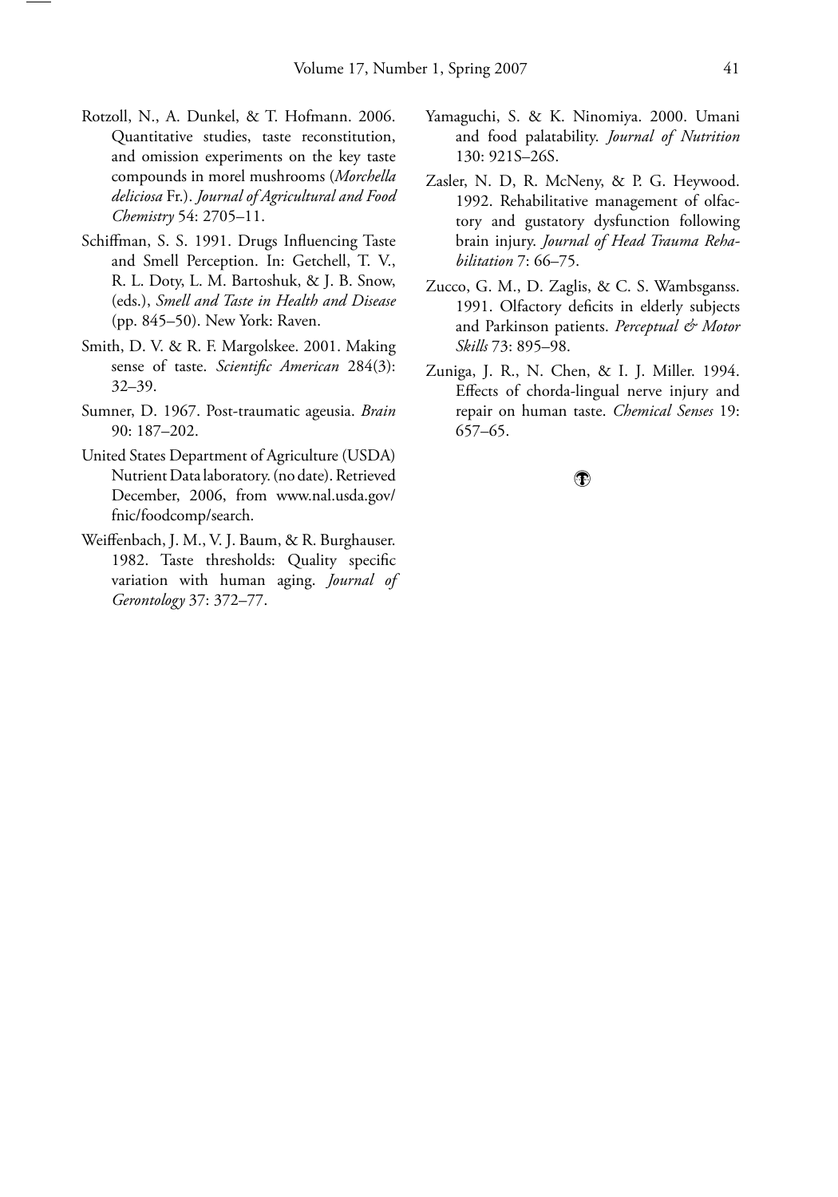Rotzoll, N., A. Dunkel, & T. Hofmann. 2006. Quantitative studies, taste reconstitution, and omission experiments on the key taste compounds in morel mushrooms (*Morchella deliciosa* Fr.). *Journal of Agricultural and Food Chemistry* 54: 2705–11.

Schiffman, S. S. 1991. Drugs Influencing Taste and Smell Perception. In: Getchell, T. V., R. L. Doty, L. M. Bartoshuk, & J. B. Snow, (eds.), *Smell and Taste in Health and Disease* (pp. 845–50). New York: Raven.

Smith, D. V. & R. F. Margolskee. 2001. Making sense of taste. *Scientific American* 284(3): 32–39.

Sumner, D. 1967. Post-traumatic ageusia. *Brain* 90: 187–202.

United States Department of Agriculture (USDA) Nutrient Data laboratory. (no date). Retrieved December, 2006, from www.nal.usda.gov/fnic/foodcomp/search.

Weiffenbach, J. M., V. J. Baum, & R. Burghauser. 1982. Taste thresholds: Quality specific variation with human aging. *Journal of Gerontology* 37: 372–77.

Yamaguchi, S. & K. Ninomiya. 2000. Umani and food palatability. *Journal of Nutrition* 130: 921S–26S.

Zasler, N. D, R. McNeny, & P. G. Heywood. 1992. Rehabilitative management of olfactory and gustatory dysfunction following brain injury. *Journal of Head Trauma Rehabilitation* 7: 66–75.

Zucco, G. M., D. Zaglis, & C. S. Wambsganss. 1991. Olfactory deficits in elderly subjects and Parkinson patients. *Perceptual & Motor Skills* 73: 895–98.

Zuniga, J. R., N. Chen, & I. J. Miller. 1994. Effects of chorda-lingual nerve injury and repair on human taste. *Chemical Senses* 19: 657–65.